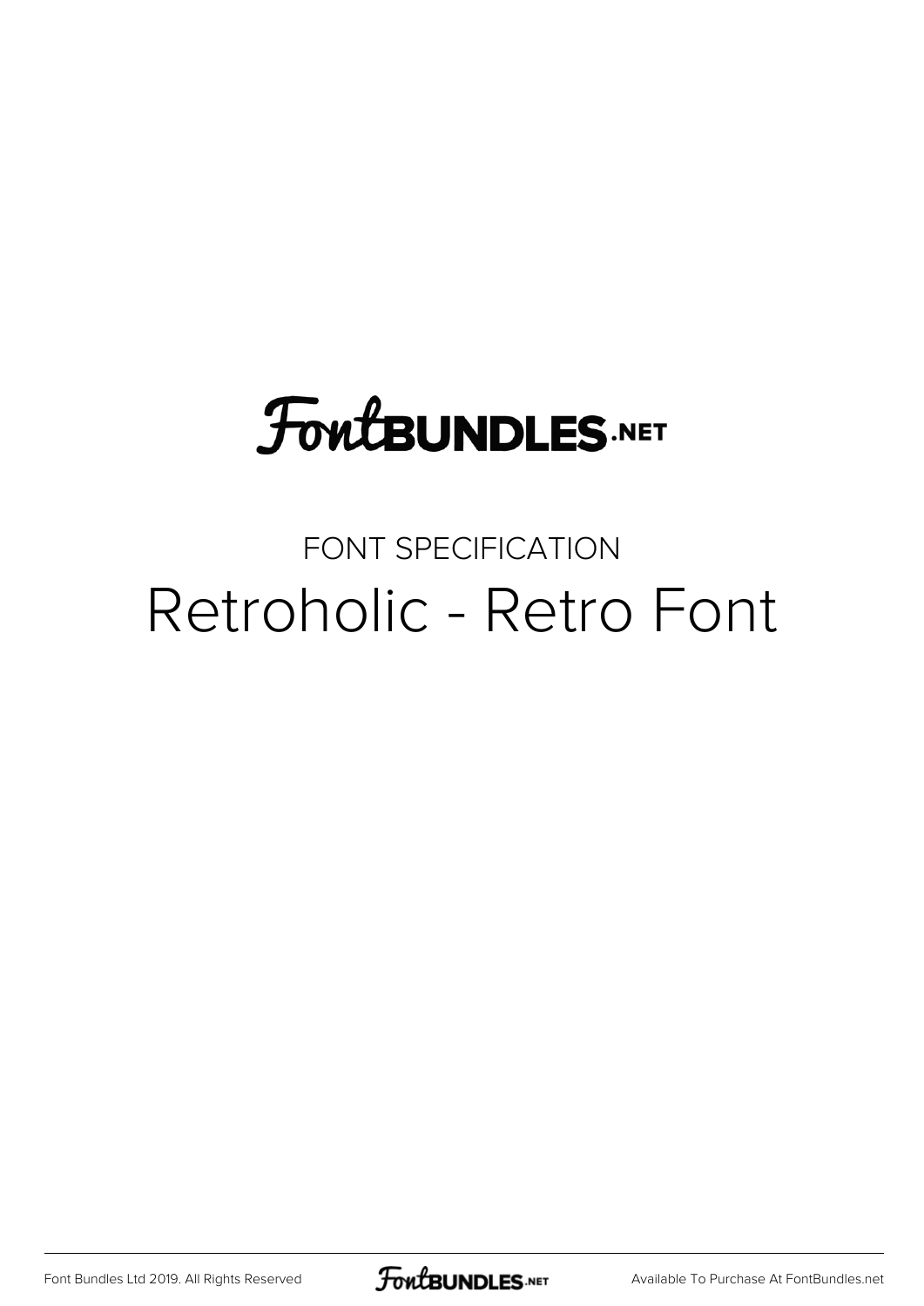FontBUNDLES.NET

FONT SPECIFICATION

# Retroholic - Retro Font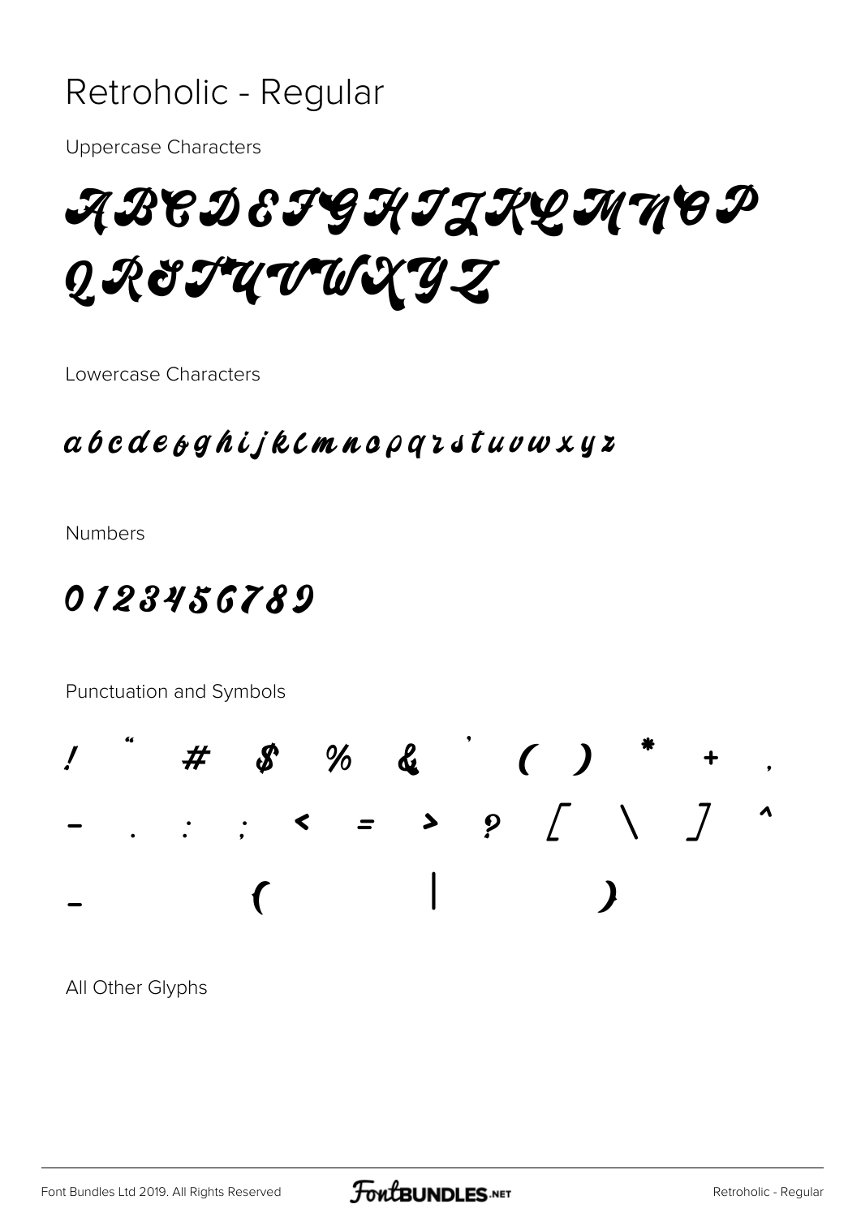# Retroholic - Regular

Uppercase Characters

ABCDEFGHIJKLMNOP
QRSTUVWXYZ

Lowercase Characters

a b c d e f g h i j k l m n o p q r s t u v w x y z

Numbers

0 1 2 3 4 5 6 7 8 9

Punctuation and Symbols

! " # $ % & ' ( ) * + ,
- . : ; < = > ? [ \ ] ^
_ { | }

All Other Glyphs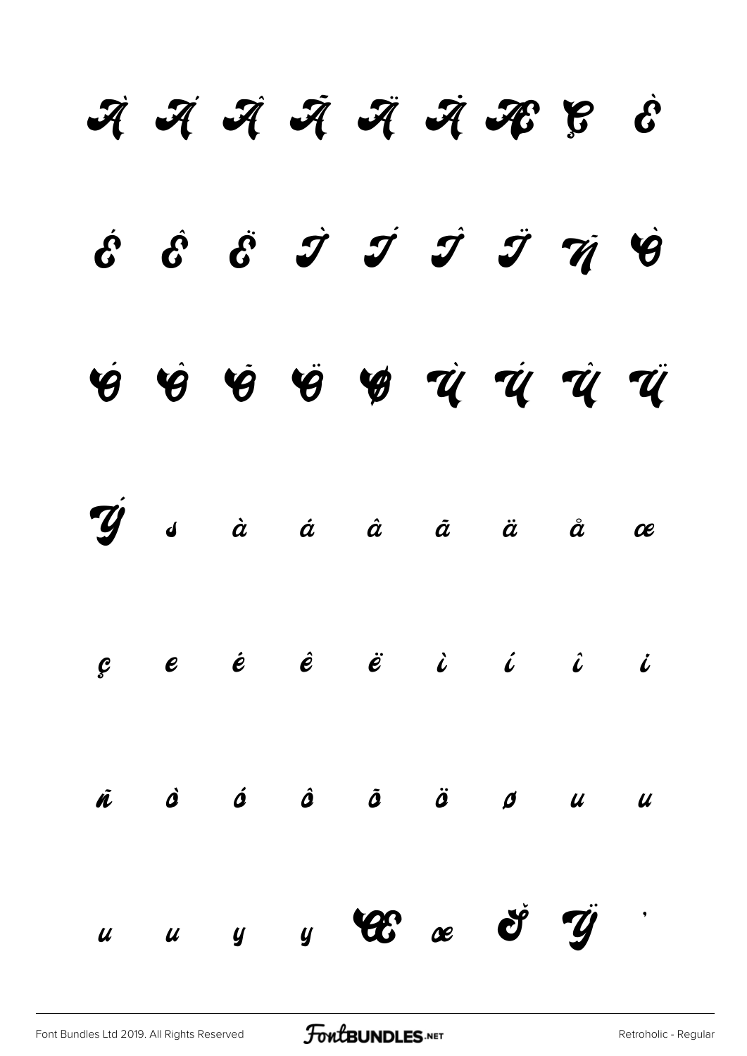À Á Â Ã Ä Å Æ Ç È

É Ê Ë Ì Í Î Ï Ñ Ò

Ó Ô Õ Ö Ø Ù Ú Û Ü

Ý ß à á â ã ä å æ

ç è é ê ë ì í î ï

ñ ò ó ô õ ö ø ù ú

û ü ý ÿ Œ œ Š Ÿ '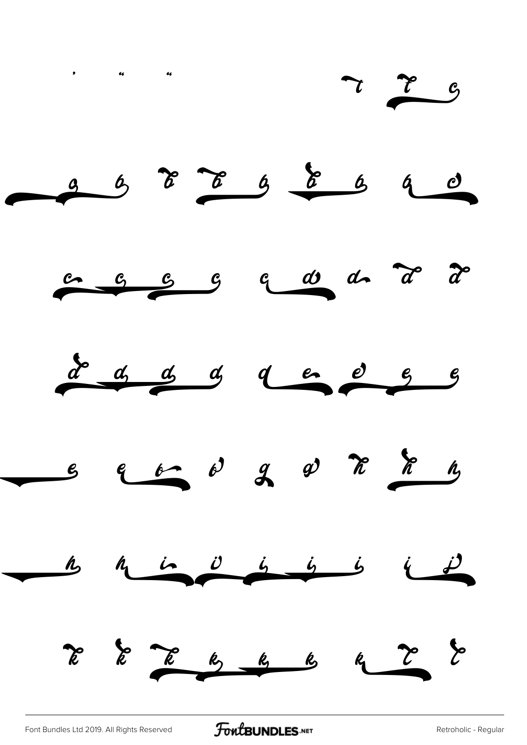' " "        t t c

a b b b b b b a c

c c c c c d d d d

d d d d d e e e e

e e b b g g h h h

h h i i i i i i j

k k k k k k k t t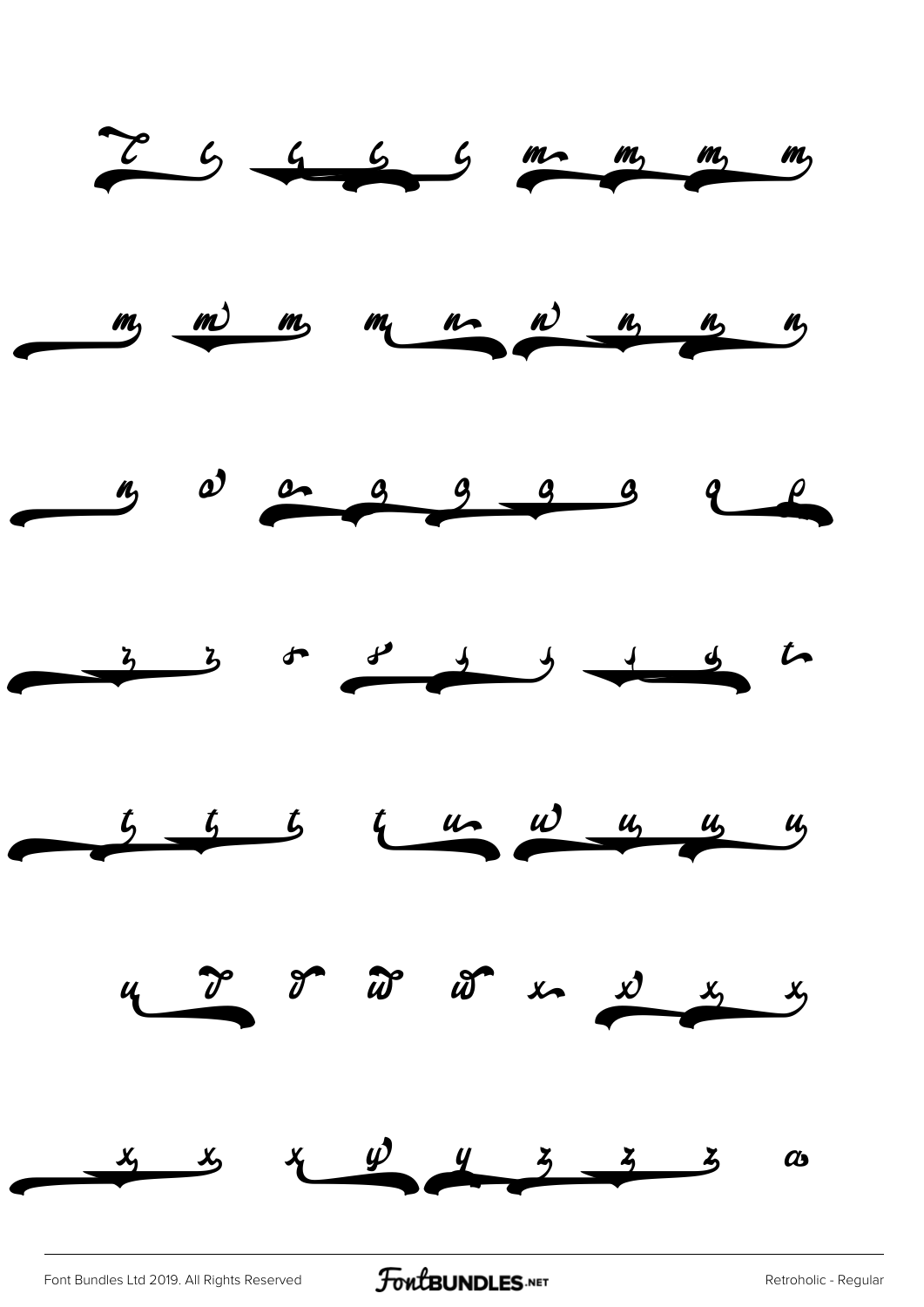l l l l l m m m m

m m m m n n n n n

n o o p p p p q q

r r s s s s s s t

t t t t u u u u u

u v v w w x x x x

x x x y y z z z a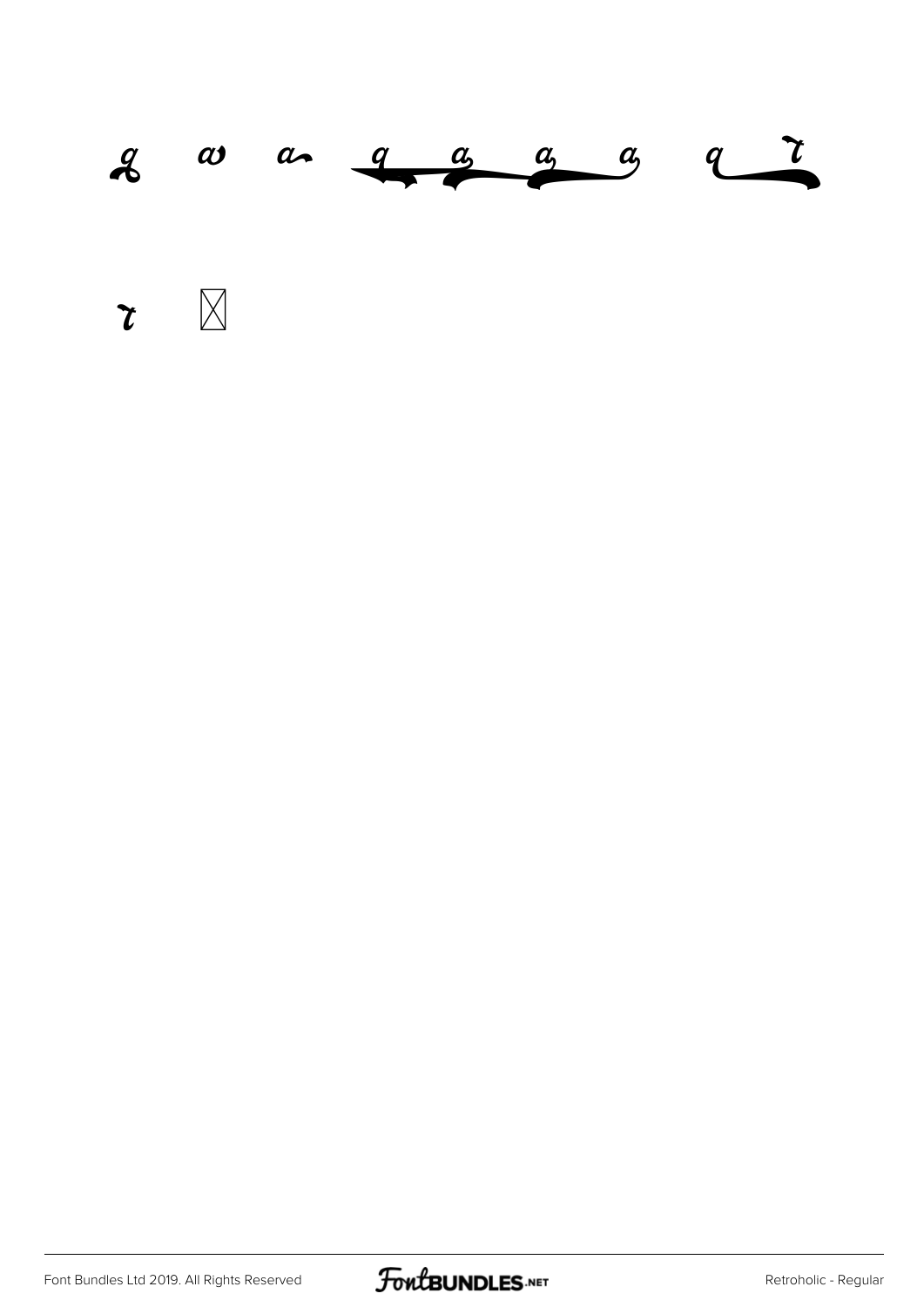g ꝏ a q a a a q ĩ

ĩ ⊠